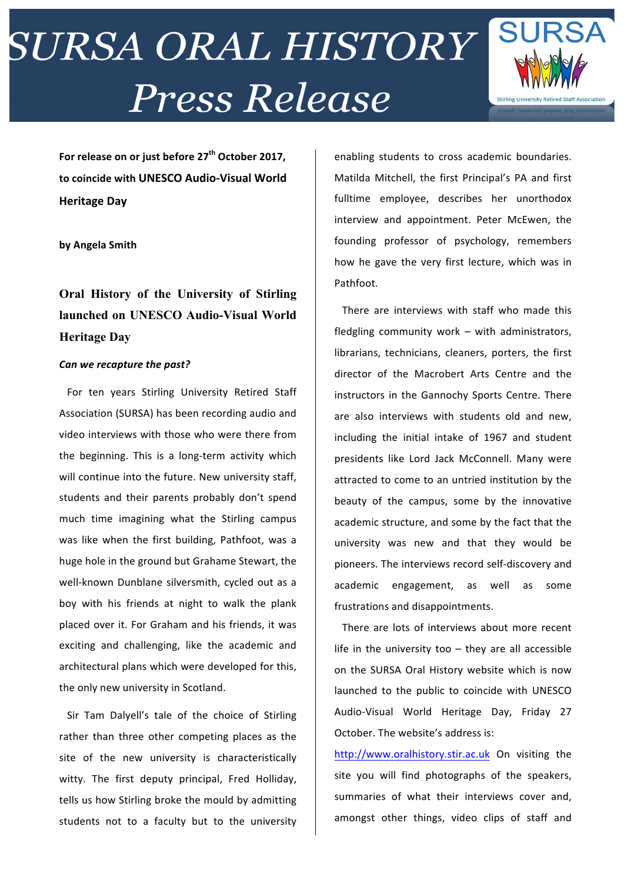# SURSA ORAL HISTORY Press Release

SURSA

Stirling University Retired Staff Association

**For release on or just before 27th October 2017, to coincide with UNESCO Audio-Visual World Heritage Day**

**by Angela Smith**

## Oral History of the University of Stirling launched on UNESCO Audio-Visual World Heritage Day

***Can we recapture the past?***

For ten years Stirling University Retired Staff Association (SURSA) has been recording audio and video interviews with those who were there from the beginning. This is a long-term activity which will continue into the future. New university staff, students and their parents probably don't spend much time imagining what the Stirling campus was like when the first building, Pathfoot, was a huge hole in the ground but Grahame Stewart, the well-known Dunblane silversmith, cycled out as a boy with his friends at night to walk the plank placed over it. For Graham and his friends, it was exciting and challenging, like the academic and architectural plans which were developed for this, the only new university in Scotland.

Sir Tam Dalyell's tale of the choice of Stirling rather than three other competing places as the site of the new university is characteristically witty. The first deputy principal, Fred Holliday, tells us how Stirling broke the mould by admitting students not to a faculty but to the university enabling students to cross academic boundaries. Matilda Mitchell, the first Principal's PA and first fulltime employee, describes her unorthodox interview and appointment. Peter McEwen, the founding professor of psychology, remembers how he gave the very first lecture, which was in Pathfoot.

There are interviews with staff who made this fledgling community work – with administrators, librarians, technicians, cleaners, porters, the first director of the Macrobert Arts Centre and the instructors in the Gannochy Sports Centre. There are also interviews with students old and new, including the initial intake of 1967 and student presidents like Lord Jack McConnell. Many were attracted to come to an untried institution by the beauty of the campus, some by the innovative academic structure, and some by the fact that the university was new and that they would be pioneers. The interviews record self-discovery and academic engagement, as well as some frustrations and disappointments.

There are lots of interviews about more recent life in the university too – they are all accessible on the SURSA Oral History website which is now launched to the public to coincide with UNESCO Audio-Visual World Heritage Day, Friday 27 October. The website's address is:

http://www.oralhistory.stir.ac.uk On visiting the site you will find photographs of the speakers, summaries of what their interviews cover and, amongst other things, video clips of staff and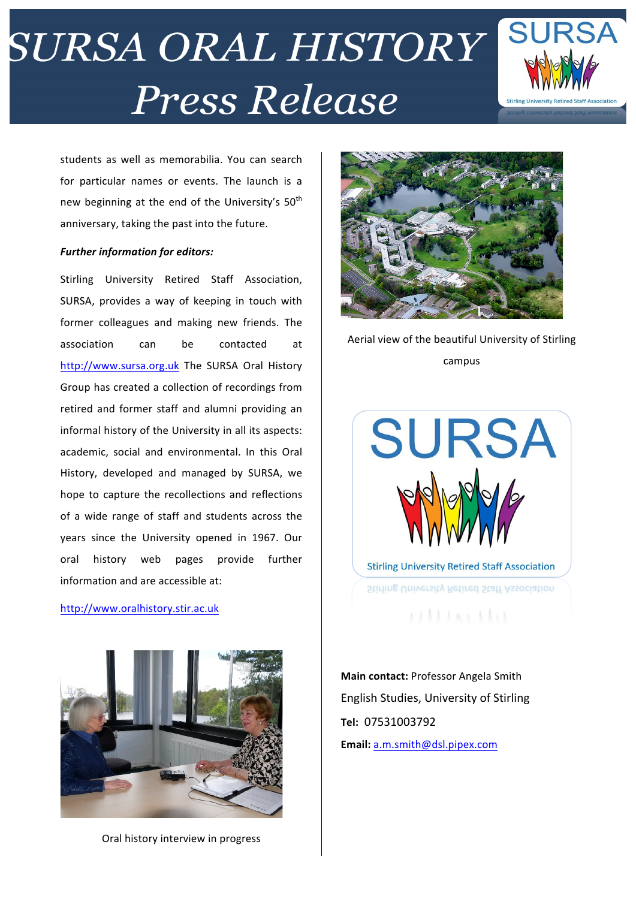# SURSA ORAL HISTORY Press Release

students as well as memorabilia. You can search for particular names or events. The launch is a new beginning at the end of the University's 50th anniversary, taking the past into the future.

***Further information for editors:***

Stirling University Retired Staff Association, SURSA, provides a way of keeping in touch with former colleagues and making new friends. The association can be contacted at http://www.sursa.org.uk The SURSA Oral History Group has created a collection of recordings from retired and former staff and alumni providing an informal history of the University in all its aspects: academic, social and environmental. In this Oral History, developed and managed by SURSA, we hope to capture the recollections and reflections of a wide range of staff and students across the years since the University opened in 1967. Our oral history web pages provide further information and are accessible at:

http://www.oralhistory.stir.ac.uk

Oral history interview in progress

Aerial view of the beautiful University of Stirling campus

SURSA

Stirling University Retired Staff Association

**Main contact:** Professor Angela Smith

English Studies, University of Stirling

**Tel:** 07531003792

**Email:** a.m.smith@dsl.pipex.com